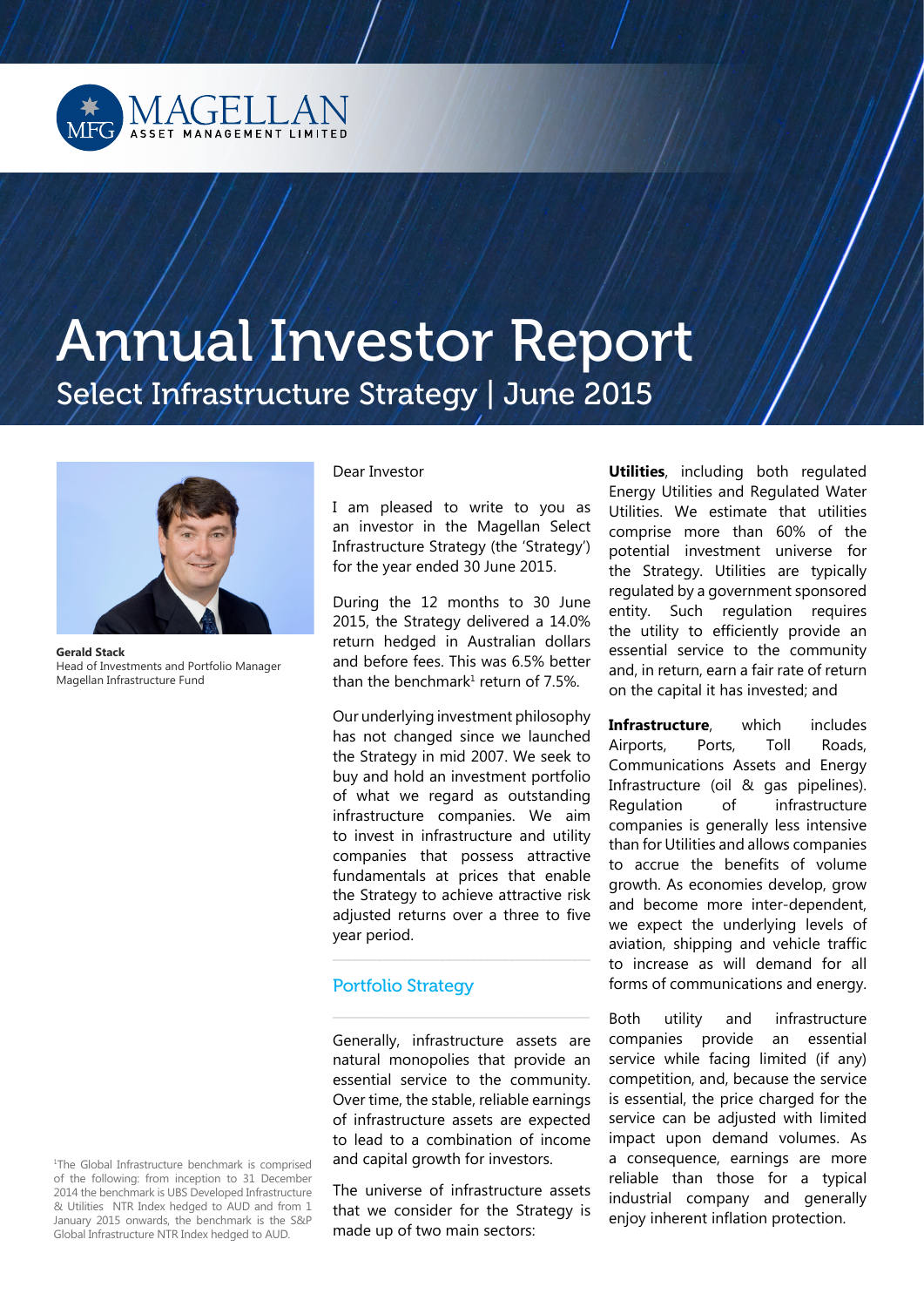MAGELLAN ASSET MANAGEMENT LIMITED

# Annual Investor Report

## Select Infrastructure Strategy | June 2015

**Gerald Stack**
Head of Investments and Portfolio Manager
Magellan Infrastructure Fund

Dear Investor

I am pleased to write to you as an investor in the Magellan Select Infrastructure Strategy (the 'Strategy') for the year ended 30 June 2015.

During the 12 months to 30 June 2015, the Strategy delivered a 14.0% return hedged in Australian dollars and before fees. This was 6.5% better than the benchmark[1] return of 7.5%.

Our underlying investment philosophy has not changed since we launched the Strategy in mid 2007. We seek to buy and hold an investment portfolio of what we regard as outstanding infrastructure companies. We aim to invest in infrastructure and utility companies that possess attractive fundamentals at prices that enable the Strategy to achieve attractive risk adjusted returns over a three to five year period.

### Portfolio Strategy

Generally, infrastructure assets are natural monopolies that provide an essential service to the community. Over time, the stable, reliable earnings of infrastructure assets are expected to lead to a combination of income and capital growth for investors.

The universe of infrastructure assets that we consider for the Strategy is made up of two main sectors:

**Utilities**, including both regulated Energy Utilities and Regulated Water Utilities. We estimate that utilities comprise more than 60% of the potential investment universe for the Strategy. Utilities are typically regulated by a government sponsored entity. Such regulation requires the utility to efficiently provide an essential service to the community and, in return, earn a fair rate of return on the capital it has invested; and

**Infrastructure**, which includes Airports, Ports, Toll Roads, Communications Assets and Energy Infrastructure (oil & gas pipelines). Regulation of infrastructure companies is generally less intensive than for Utilities and allows companies to accrue the benefits of volume growth. As economies develop, grow and become more inter-dependent, we expect the underlying levels of aviation, shipping and vehicle traffic to increase as will demand for all forms of communications and energy.

Both utility and infrastructure companies provide an essential service while facing limited (if any) competition, and, because the service is essential, the price charged for the service can be adjusted with limited impact upon demand volumes. As a consequence, earnings are more reliable than those for a typical industrial company and generally enjoy inherent inflation protection.

[1]The Global Infrastructure benchmark is comprised of the following: from inception to 31 December 2014 the benchmark is UBS Developed Infrastructure & Utilities NTR Index hedged to AUD and from 1 January 2015 onwards, the benchmark is the S&P Global Infrastructure NTR Index hedged to AUD.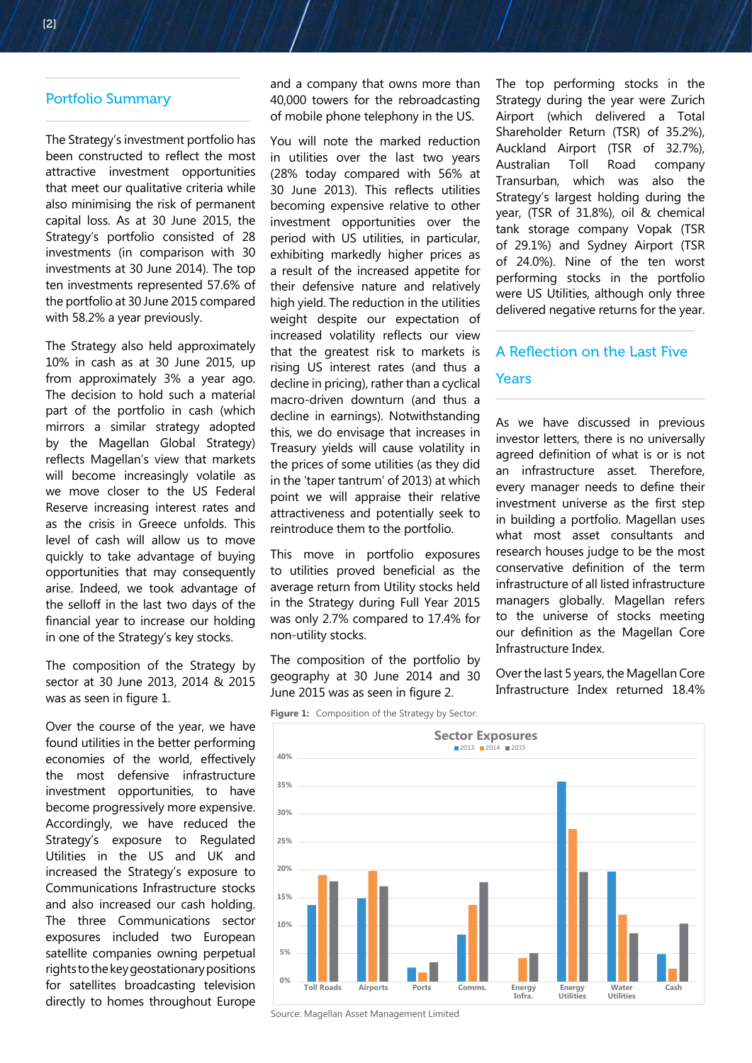## Portfolio Summary

The Strategy's investment portfolio has been constructed to reflect the most attractive investment opportunities that meet our qualitative criteria while also minimising the risk of permanent capital loss. As at 30 June 2015, the Strategy's portfolio consisted of 28 investments (in comparison with 30 investments at 30 June 2014). The top ten investments represented 57.6% of the portfolio at 30 June 2015 compared with 58.2% a year previously.

The Strategy also held approximately 10% in cash as at 30 June 2015, up from approximately 3% a year ago. The decision to hold such a material part of the portfolio in cash (which mirrors a similar strategy adopted by the Magellan Global Strategy) reflects Magellan's view that markets will become increasingly volatile as we move closer to the US Federal Reserve increasing interest rates and as the crisis in Greece unfolds. This level of cash will allow us to move quickly to take advantage of buying opportunities that may consequently arise. Indeed, we took advantage of the selloff in the last two days of the financial year to increase our holding in one of the Strategy's key stocks.

The composition of the Strategy by sector at 30 June 2013, 2014 & 2015 was as seen in figure 1.

Over the course of the year, we have found utilities in the better performing economies of the world, effectively the most defensive infrastructure investment opportunities, to have become progressively more expensive. Accordingly, we have reduced the Strategy's exposure to Regulated Utilities in the US and UK and increased the Strategy's exposure to Communications Infrastructure stocks and also increased our cash holding. The three Communications sector exposures included two European satellite companies owning perpetual rights to the key geostationary positions for satellites broadcasting television directly to homes throughout Europe and a company that owns more than 40,000 towers for the rebroadcasting of mobile phone telephony in the US.

You will note the marked reduction in utilities over the last two years (28% today compared with 56% at 30 June 2013). This reflects utilities becoming expensive relative to other investment opportunities over the period with US utilities, in particular, exhibiting markedly higher prices as a result of the increased appetite for their defensive nature and relatively high yield. The reduction in the utilities weight despite our expectation of increased volatility reflects our view that the greatest risk to markets is rising US interest rates (and thus a decline in pricing), rather than a cyclical macro-driven downturn (and thus a decline in earnings). Notwithstanding this, we do envisage that increases in Treasury yields will cause volatility in the prices of some utilities (as they did in the 'taper tantrum' of 2013) at which point we will appraise their relative attractiveness and potentially seek to reintroduce them to the portfolio.

This move in portfolio exposures to utilities proved beneficial as the average return from Utility stocks held in the Strategy during Full Year 2015 was only 2.7% compared to 17.4% for non-utility stocks.

The composition of the portfolio by geography at 30 June 2014 and 30 June 2015 was as seen in figure 2.

**Figure 1:** Composition of the Strategy by Sector.

Source: Magellan Asset Management Limited

The top performing stocks in the Strategy during the year were Zurich Airport (which delivered a Total Shareholder Return (TSR) of 35.2%), Auckland Airport (TSR of 32.7%), Australian Toll Road company Transurban, which was also the Strategy's largest holding during the year, (TSR of 31.8%), oil & chemical tank storage company Vopak (TSR of 29.1%) and Sydney Airport (TSR of 24.0%). Nine of the ten worst performing stocks in the portfolio were US Utilities, although only three delivered negative returns for the year.

## A Reflection on the Last Five Years

As we have discussed in previous investor letters, there is no universally agreed definition of what is or is not an infrastructure asset. Therefore, every manager needs to define their investment universe as the first step in building a portfolio. Magellan uses what most asset consultants and research houses judge to be the most conservative definition of the term infrastructure of all listed infrastructure managers globally. Magellan refers to the universe of stocks meeting our definition as the Magellan Core Infrastructure Index.

Over the last 5 years, the Magellan Core Infrastructure Index returned 18.4%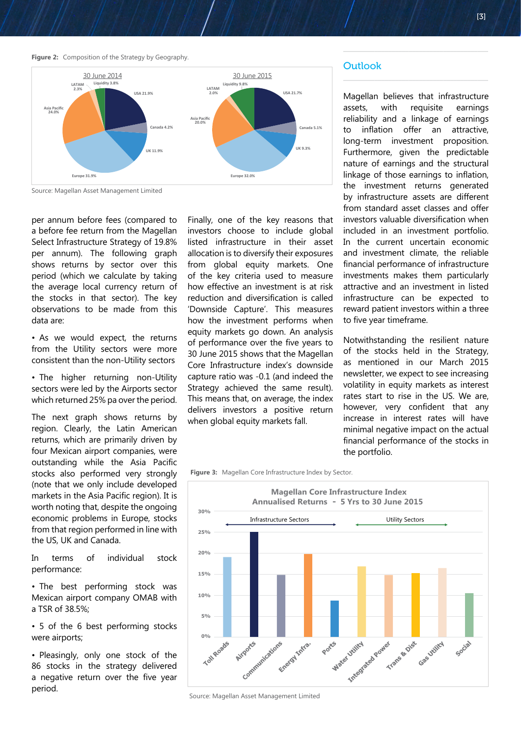**Figure 2:** Composition of the Strategy by Geography.

| | 30 June 2014 | 30 June 2015 |
|---|---|---|
| USA | 21.9% | 21.7% |
| Canada | 4.2% | 5.1% |
| UK | 11.9% | 9.3% |
| Europe | 31.9% | 32.0% |
| Asia Pacific | 24.0% | 20.0% |
| LATAM | 2.3% | 2.0% |
| Liquidity | 3.8% | 9.8% |

Source: Magellan Asset Management Limited

per annum before fees (compared to a before fee return from the Magellan Select Infrastructure Strategy of 19.8% per annum). The following graph shows returns by sector over this period (which we calculate by taking the average local currency return of the stocks in that sector). The key observations to be made from this data are:

- As we would expect, the returns from the Utility sectors were more consistent than the non-Utility sectors
- The higher returning non-Utility sectors were led by the Airports sector which returned 25% pa over the period.

The next graph shows returns by region. Clearly, the Latin American returns, which are primarily driven by four Mexican airport companies, were outstanding while the Asia Pacific stocks also performed very strongly (note that we only include developed markets in the Asia Pacific region). It is worth noting that, despite the ongoing economic problems in Europe, stocks from that region performed in line with the US, UK and Canada.

In terms of individual stock performance:

- The best performing stock was Mexican airport company OMAB with a TSR of 38.5%;
- 5 of the 6 best performing stocks were airports;
- Pleasingly, only one stock of the 86 stocks in the strategy delivered a negative return over the five year period.

Finally, one of the key reasons that investors choose to include global listed infrastructure in their asset allocation is to diversify their exposures from global equity markets. One of the key criteria used to measure how effective an investment is at risk reduction and diversification is called 'Downside Capture'. This measures how the investment performs when equity markets go down. An analysis of performance over the five years to 30 June 2015 shows that the Magellan Core Infrastructure index's downside capture ratio was -0.1 (and indeed the Strategy achieved the same result). This means that, on average, the index delivers investors a positive return when global equity markets fall.

**Figure 3:** Magellan Core Infrastructure Index by Sector.

Magellan Core Infrastructure Index
Annualised Returns - 5 Yrs to 30 June 2015

Infrastructure Sectors: Toll Roads, Airports, Communications, Energy Infra., Ports
Utility Sectors: Water Utility, Integrated Power, Trans & Dist, Gas Utility, Social

Source: Magellan Asset Management Limited

## Outlook

Magellan believes that infrastructure assets, with requisite earnings reliability and a linkage of earnings to inflation offer an attractive, long-term investment proposition. Furthermore, given the predictable nature of earnings and the structural linkage of those earnings to inflation, the investment returns generated by infrastructure assets are different from standard asset classes and offer investors valuable diversification when included in an investment portfolio. In the current uncertain economic and investment climate, the reliable financial performance of infrastructure investments makes them particularly attractive and an investment in listed infrastructure can be expected to reward patient investors within a three to five year timeframe.

Notwithstanding the resilient nature of the stocks held in the Strategy, as mentioned in our March 2015 newsletter, we expect to see increasing volatility in equity markets as interest rates start to rise in the US. We are, however, very confident that any increase in interest rates will have minimal negative impact on the actual financial performance of the stocks in the portfolio.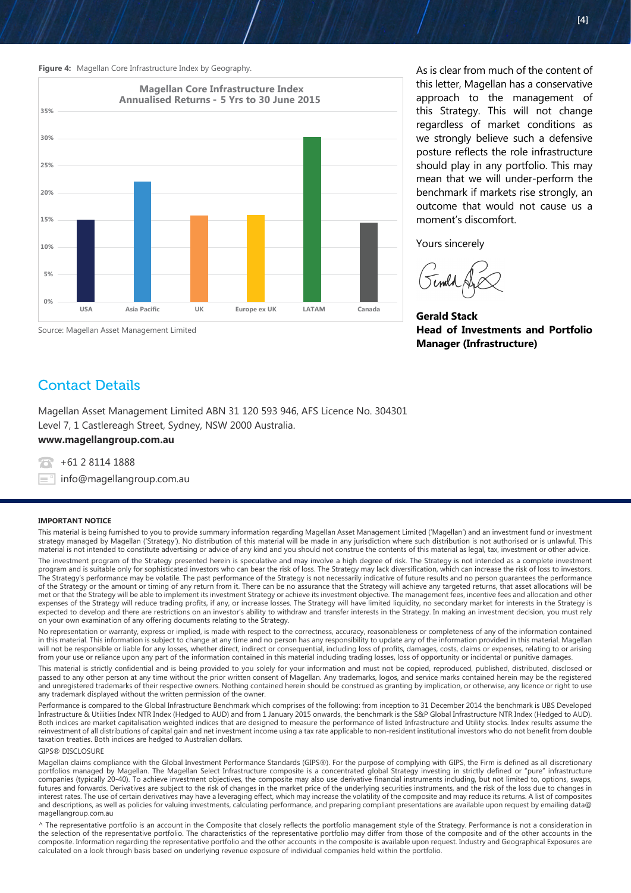**Figure 4:** Magellan Core Infrastructure Index by Geography.

Magellan Core Infrastructure Index
Annualised Returns - 5 Yrs to 30 June 2015

35%
30%
25%
20%
15%
10%
5%
0%

USA
Asia Pacific
UK
Europe ex UK
LATAM
Canada

Source: Magellan Asset Management Limited

As is clear from much of the content of this letter, Magellan has a conservative approach to the management of this Strategy. This will not change regardless of market conditions as we strongly believe such a defensive posture reflects the role infrastructure should play in any portfolio. This may mean that we will under-perform the benchmark if markets rise strongly, an outcome that would not cause us a moment's discomfort.

Yours sincerely

**Gerald Stack**
**Head of Investments and Portfolio Manager (Infrastructure)**

## Contact Details

Magellan Asset Management Limited ABN 31 120 593 946, AFS Licence No. 304301
Level 7, 1 Castlereagh Street, Sydney, NSW 2000 Australia.
**www.magellangroup.com.au**

+61 2 8114 1888

info@magellangroup.com.au

**IMPORTANT NOTICE**

This material is being furnished to you to provide summary information regarding Magellan Asset Management Limited ('Magellan') and an investment fund or investment strategy managed by Magellan ('Strategy'). No distribution of this material will be made in any jurisdiction where such distribution is not authorised or is unlawful. This material is not intended to constitute advertising or advice of any kind and you should not construe the contents of this material as legal, tax, investment or other advice.

The investment program of the Strategy presented herein is speculative and may involve a high degree of risk. The Strategy is not intended as a complete investment program and is suitable only for sophisticated investors who can bear the risk of loss. The Strategy may lack diversification, which can increase the risk of loss to investors. The Strategy's performance may be volatile. The past performance of the Strategy is not necessarily indicative of future results and no person guarantees the performance of the Strategy or the amount or timing of any return from it. There can be no assurance that the Strategy will achieve any targeted returns, that asset allocations will be met or that the Strategy will be able to implement its investment Strategy or achieve its investment objective. The management fees, incentive fees and allocation and other expenses of the Strategy will reduce trading profits, if any, or increase losses. The Strategy will have limited liquidity, no secondary market for interests in the Strategy is expected to develop and there are restrictions on an investor's ability to withdraw and transfer interests in the Strategy. In making an investment decision, you must rely on your own examination of any offering documents relating to the Strategy.

No representation or warranty, express or implied, is made with respect to the correctness, accuracy, reasonableness or completeness of any of the information contained in this material. This information is subject to change at any time and no person has any responsibility to update any of the information provided in this material. Magellan will not be responsible or liable for any losses, whether direct, indirect or consequential, including loss of profits, damages, costs, claims or expenses, relating to or arising from your use or reliance upon any part of the information contained in this material including trading losses, loss of opportunity or incidental or punitive damages.

This material is strictly confidential and is being provided to you solely for your information and must not be copied, reproduced, published, distributed, disclosed or passed to any other person at any time without the prior written consent of Magellan. Any trademarks, logos, and service marks contained herein may be the registered and unregistered trademarks of their respective owners. Nothing contained herein should be construed as granting by implication, or otherwise, any licence or right to use any trademark displayed without the written permission of the owner.

Performance is compared to the Global Infrastructure Benchmark which comprises of the following: from inception to 31 December 2014 the benchmark is UBS Developed Infrastructure & Utilities Index NTR Index (Hedged to AUD) and from 1 January 2015 onwards, the benchmark is the S&P Global Infrastructure NTR Index (Hedged to AUD). Both indices are market capitalisation weighted indices that are designed to measure the performance of listed Infrastructure and Utility stocks. Index results assume the reinvestment of all distributions of capital gain and net investment income using a tax rate applicable to non-resident institutional investors who do not benefit from double taxation treaties. Both indices are hedged to Australian dollars.

GIPS® DISCLOSURE

Magellan claims compliance with the Global Investment Performance Standards (GIPS®). For the purpose of complying with GIPS, the Firm is defined as all discretionary portfolios managed by Magellan. The Magellan Select Infrastructure composite is a concentrated global Strategy investing in strictly defined or "pure" infrastructure companies (typically 20-40). To achieve investment objectives, the composite may also use derivative financial instruments including, but not limited to, options, swaps, futures and forwards. Derivatives are subject to the risk of changes in the market price of the underlying securities instruments, and the risk of the loss due to changes in interest rates. The use of certain derivatives may have a leveraging effect, which may increase the volatility of the composite and may reduce its returns. A list of composites and descriptions, as well as policies for valuing investments, calculating performance, and preparing compliant presentations are available upon request by emailing data@magellangroup.com.au

^ The representative portfolio is an account in the Composite that closely reflects the portfolio management style of the Strategy. Performance is not a consideration in the selection of the representative portfolio. The characteristics of the representative portfolio may differ from those of the composite and of the other accounts in the composite. Information regarding the representative portfolio and the other accounts in the composite is available upon request. Industry and Geographical Exposures are calculated on a look through basis based on underlying revenue exposure of individual companies held within the portfolio.